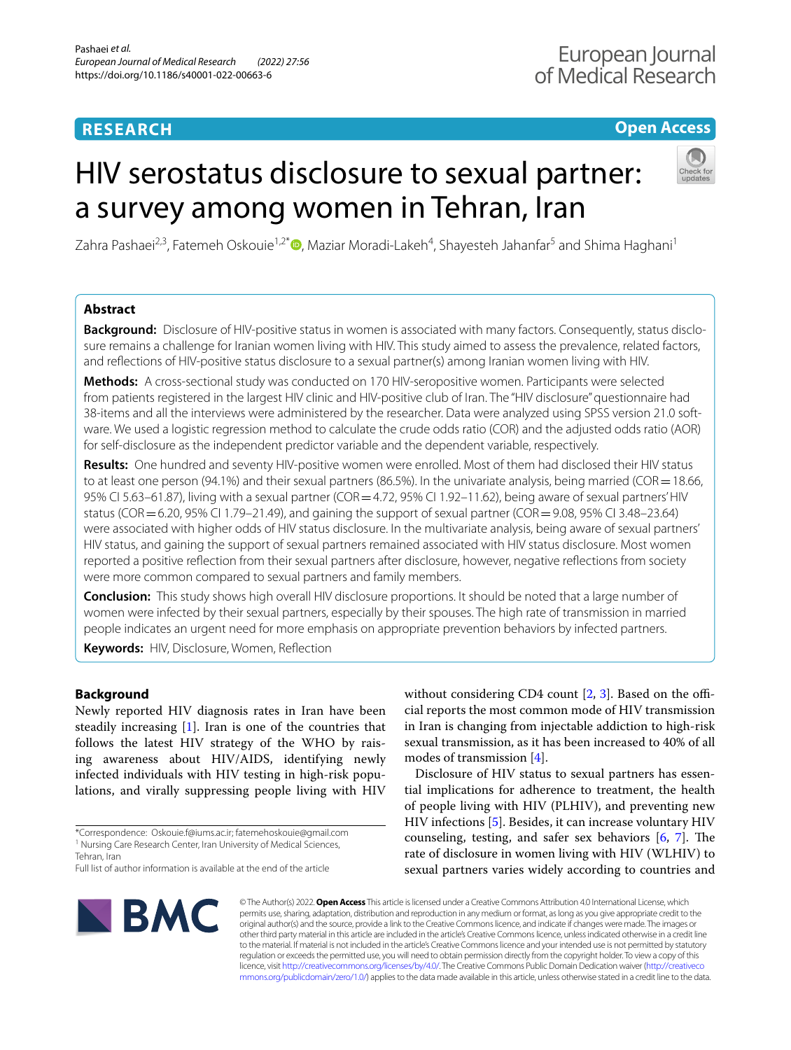## RESEARCH

**Open Access**

# HIV serostatus disclosure to sexual partner: a survey among women in Tehran, Iran

Zahra Pashaei[2,3], Fatemeh Oskouie[1,2*], Maziar Moradi-Lakeh[4], Shayesteh Jahanfar[5] and Shima Haghani[1]

## Abstract

**Background:** Disclosure of HIV-positive status in women is associated with many factors. Consequently, status disclosure remains a challenge for Iranian women living with HIV. This study aimed to assess the prevalence, related factors, and reflections of HIV-positive status disclosure to a sexual partner(s) among Iranian women living with HIV.

**Methods:** A cross-sectional study was conducted on 170 HIV-seropositive women. Participants were selected from patients registered in the largest HIV clinic and HIV-positive club of Iran. The "HIV disclosure" questionnaire had 38-items and all the interviews were administered by the researcher. Data were analyzed using SPSS version 21.0 software. We used a logistic regression method to calculate the crude odds ratio (COR) and the adjusted odds ratio (AOR) for self-disclosure as the independent predictor variable and the dependent variable, respectively.

**Results:** One hundred and seventy HIV-positive women were enrolled. Most of them had disclosed their HIV status to at least one person (94.1%) and their sexual partners (86.5%). In the univariate analysis, being married (COR = 18.66, 95% CI 5.63–61.87), living with a sexual partner (COR = 4.72, 95% CI 1.92–11.62), being aware of sexual partners' HIV status (COR = 6.20, 95% CI 1.79–21.49), and gaining the support of sexual partner (COR = 9.08, 95% CI 3.48–23.64) were associated with higher odds of HIV status disclosure. In the multivariate analysis, being aware of sexual partners' HIV status, and gaining the support of sexual partners remained associated with HIV status disclosure. Most women reported a positive reflection from their sexual partners after disclosure, however, negative reflections from society were more common compared to sexual partners and family members.

**Conclusion:** This study shows high overall HIV disclosure proportions. It should be noted that a large number of women were infected by their sexual partners, especially by their spouses. The high rate of transmission in married people indicates an urgent need for more emphasis on appropriate prevention behaviors by infected partners.

**Keywords:** HIV, Disclosure, Women, Reflection

## Background

Newly reported HIV diagnosis rates in Iran have been steadily increasing [1]. Iran is one of the countries that follows the latest HIV strategy of the WHO by raising awareness about HIV/AIDS, identifying newly infected individuals with HIV testing in high-risk populations, and virally suppressing people living with HIV without considering CD4 count [2, 3]. Based on the official reports the most common mode of HIV transmission in Iran is changing from injectable addiction to high-risk sexual transmission, as it has been increased to 40% of all modes of transmission [4].

Disclosure of HIV status to sexual partners has essential implications for adherence to treatment, the health of people living with HIV (PLHIV), and preventing new HIV infections [5]. Besides, it can increase voluntary HIV counseling, testing, and safer sex behaviors [6, 7]. The rate of disclosure in women living with HIV (WLHIV) to sexual partners varies widely according to countries and

*Correspondence: Oskouie.f@iums.ac.ir; fatemehoskouie@gmail.com
[1] Nursing Care Research Center, Iran University of Medical Sciences, Tehran, Iran
Full list of author information is available at the end of the article

© The Author(s) 2022. **Open Access** This article is licensed under a Creative Commons Attribution 4.0 International License, which permits use, sharing, adaptation, distribution and reproduction in any medium or format, as long as you give appropriate credit to the original author(s) and the source, provide a link to the Creative Commons licence, and indicate if changes were made. The images or other third party material in this article are included in the article's Creative Commons licence, unless indicated otherwise in a credit line to the material. If material is not included in the article's Creative Commons licence and your intended use is not permitted by statutory regulation or exceeds the permitted use, you will need to obtain permission directly from the copyright holder. To view a copy of this licence, visit http://creativecommons.org/licenses/by/4.0/. The Creative Commons Public Domain Dedication waiver (http://creativecommons.org/publicdomain/zero/1.0/) applies to the data made available in this article, unless otherwise stated in a credit line to the data.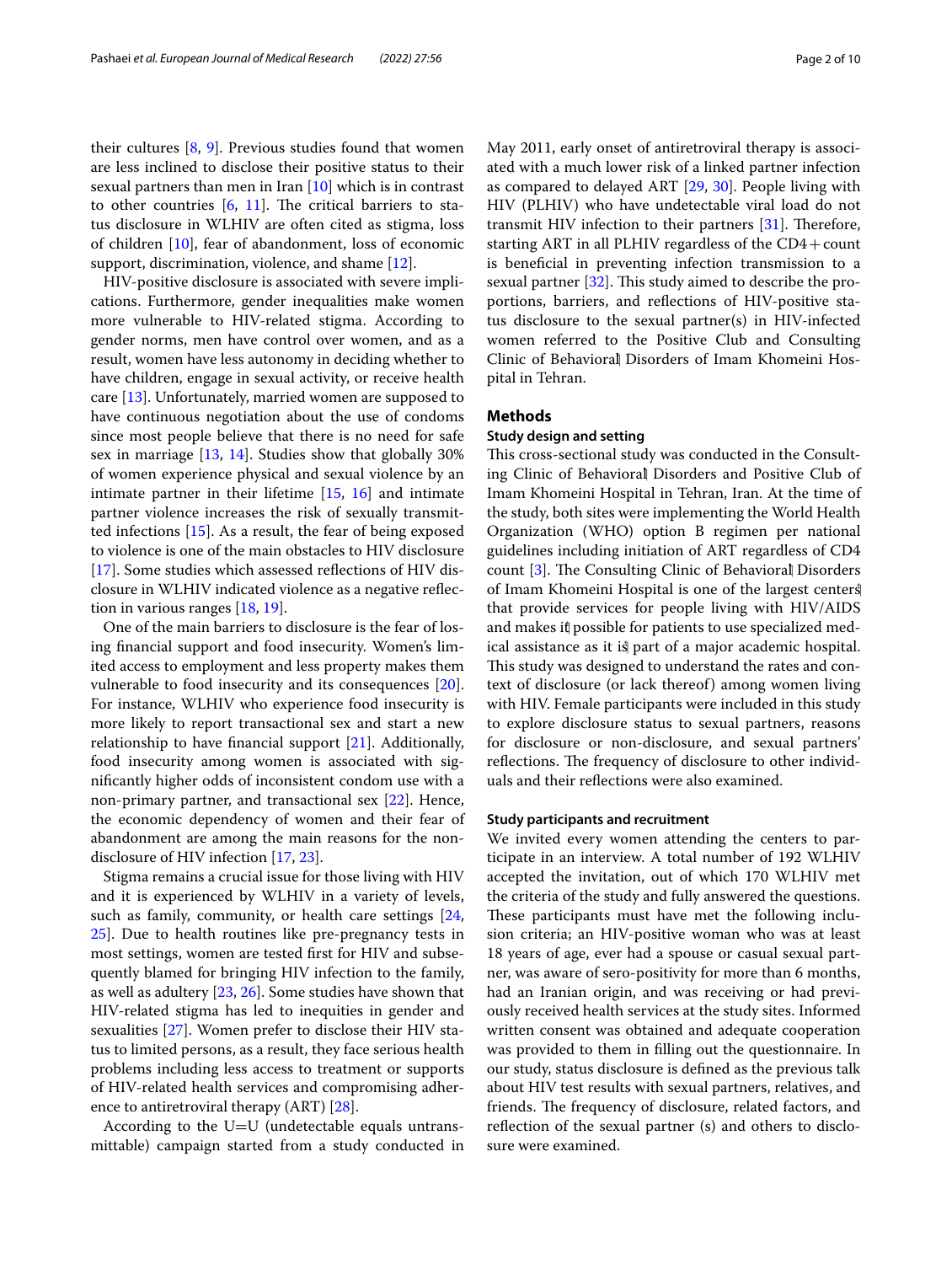their cultures [8, 9]. Previous studies found that women are less inclined to disclose their positive status to their sexual partners than men in Iran [10] which is in contrast to other countries [6, 11]. The critical barriers to status disclosure in WLHIV are often cited as stigma, loss of children [10], fear of abandonment, loss of economic support, discrimination, violence, and shame [12].

HIV-positive disclosure is associated with severe implications. Furthermore, gender inequalities make women more vulnerable to HIV-related stigma. According to gender norms, men have control over women, and as a result, women have less autonomy in deciding whether to have children, engage in sexual activity, or receive health care [13]. Unfortunately, married women are supposed to have continuous negotiation about the use of condoms since most people believe that there is no need for safe sex in marriage [13, 14]. Studies show that globally 30% of women experience physical and sexual violence by an intimate partner in their lifetime [15, 16] and intimate partner violence increases the risk of sexually transmitted infections [15]. As a result, the fear of being exposed to violence is one of the main obstacles to HIV disclosure [17]. Some studies which assessed reflections of HIV disclosure in WLHIV indicated violence as a negative reflection in various ranges [18, 19].

One of the main barriers to disclosure is the fear of losing financial support and food insecurity. Women's limited access to employment and less property makes them vulnerable to food insecurity and its consequences [20]. For instance, WLHIV who experience food insecurity is more likely to report transactional sex and start a new relationship to have financial support [21]. Additionally, food insecurity among women is associated with significantly higher odds of inconsistent condom use with a non-primary partner, and transactional sex [22]. Hence, the economic dependency of women and their fear of abandonment are among the main reasons for the non-disclosure of HIV infection [17, 23].

Stigma remains a crucial issue for those living with HIV and it is experienced by WLHIV in a variety of levels, such as family, community, or health care settings [24, 25]. Due to health routines like pre-pregnancy tests in most settings, women are tested first for HIV and subsequently blamed for bringing HIV infection to the family, as well as adultery [23, 26]. Some studies have shown that HIV-related stigma has led to inequities in gender and sexualities [27]. Women prefer to disclose their HIV status to limited persons, as a result, they face serious health problems including less access to treatment or supports of HIV-related health services and compromising adherence to antiretroviral therapy (ART) [28].

According to the U=U (undetectable equals untransmittable) campaign started from a study conducted in May 2011, early onset of antiretroviral therapy is associated with a much lower risk of a linked partner infection as compared to delayed ART [29, 30]. People living with HIV (PLHIV) who have undetectable viral load do not transmit HIV infection to their partners [31]. Therefore, starting ART in all PLHIV regardless of the CD4+ count is beneficial in preventing infection transmission to a sexual partner [32]. This study aimed to describe the proportions, barriers, and reflections of HIV-positive status disclosure to the sexual partner(s) in HIV-infected women referred to the Positive Club and Consulting Clinic of Behavioral Disorders of Imam Khomeini Hospital in Tehran.

## Methods

### Study design and setting

This cross-sectional study was conducted in the Consulting Clinic of Behavioral Disorders and Positive Club of Imam Khomeini Hospital in Tehran, Iran. At the time of the study, both sites were implementing the World Health Organization (WHO) option B regimen per national guidelines including initiation of ART regardless of CD4 count [3]. The Consulting Clinic of Behavioral Disorders of Imam Khomeini Hospital is one of the largest centers that provide services for people living with HIV/AIDS and makes it possible for patients to use specialized medical assistance as it is part of a major academic hospital. This study was designed to understand the rates and context of disclosure (or lack thereof) among women living with HIV. Female participants were included in this study to explore disclosure status to sexual partners, reasons for disclosure or non-disclosure, and sexual partners' reflections. The frequency of disclosure to other individuals and their reflections were also examined.

### Study participants and recruitment

We invited every women attending the centers to participate in an interview. A total number of 192 WLHIV accepted the invitation, out of which 170 WLHIV met the criteria of the study and fully answered the questions. These participants must have met the following inclusion criteria; an HIV-positive woman who was at least 18 years of age, ever had a spouse or casual sexual partner, was aware of sero-positivity for more than 6 months, had an Iranian origin, and was receiving or had previously received health services at the study sites. Informed written consent was obtained and adequate cooperation was provided to them in filling out the questionnaire. In our study, status disclosure is defined as the previous talk about HIV test results with sexual partners, relatives, and friends. The frequency of disclosure, related factors, and reflection of the sexual partner (s) and others to disclosure were examined.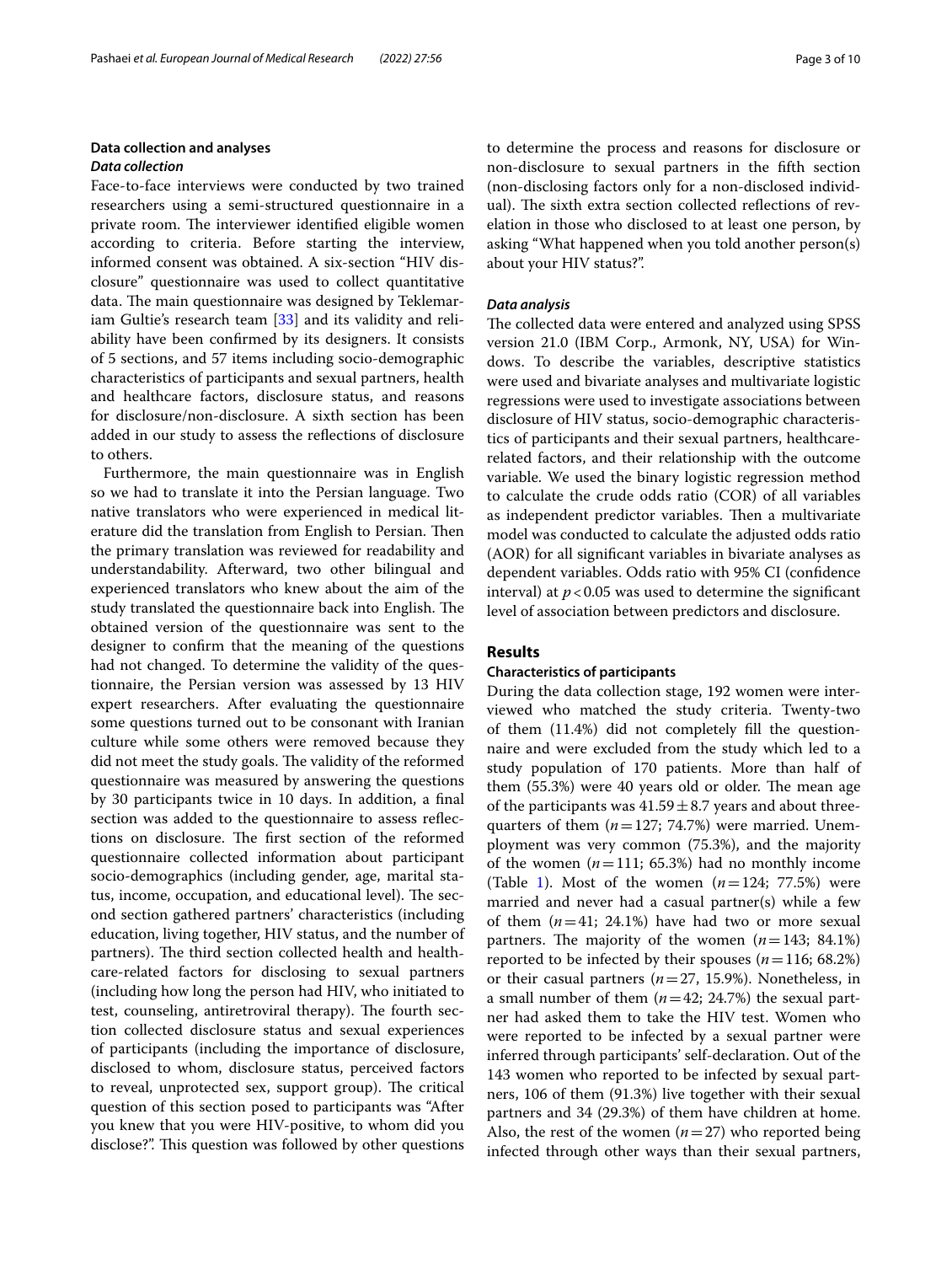### Data collection and analyses

#### *Data collection*

Face-to-face interviews were conducted by two trained researchers using a semi-structured questionnaire in a private room. The interviewer identified eligible women according to criteria. Before starting the interview, informed consent was obtained. A six-section "HIV disclosure" questionnaire was used to collect quantitative data. The main questionnaire was designed by Teklemariam Gultie's research team [33] and its validity and reliability have been confirmed by its designers. It consists of 5 sections, and 57 items including socio-demographic characteristics of participants and sexual partners, health and healthcare factors, disclosure status, and reasons for disclosure/non-disclosure. A sixth section has been added in our study to assess the reflections of disclosure to others.

Furthermore, the main questionnaire was in English so we had to translate it into the Persian language. Two native translators who were experienced in medical literature did the translation from English to Persian. Then the primary translation was reviewed for readability and understandability. Afterward, two other bilingual and experienced translators who knew about the aim of the study translated the questionnaire back into English. The obtained version of the questionnaire was sent to the designer to confirm that the meaning of the questions had not changed. To determine the validity of the questionnaire, the Persian version was assessed by 13 HIV expert researchers. After evaluating the questionnaire some questions turned out to be consonant with Iranian culture while some others were removed because they did not meet the study goals. The validity of the reformed questionnaire was measured by answering the questions by 30 participants twice in 10 days. In addition, a final section was added to the questionnaire to assess reflections on disclosure. The first section of the reformed questionnaire collected information about participant socio-demographics (including gender, age, marital status, income, occupation, and educational level). The second section gathered partners' characteristics (including education, living together, HIV status, and the number of partners). The third section collected health and healthcare-related factors for disclosing to sexual partners (including how long the person had HIV, who initiated to test, counseling, antiretroviral therapy). The fourth section collected disclosure status and sexual experiences of participants (including the importance of disclosure, disclosed to whom, disclosure status, perceived factors to reveal, unprotected sex, support group). The critical question of this section posed to participants was "After you knew that you were HIV-positive, to whom did you disclose?". This question was followed by other questions to determine the process and reasons for disclosure or non-disclosure to sexual partners in the fifth section (non-disclosing factors only for a non-disclosed individual). The sixth extra section collected reflections of revelation in those who disclosed to at least one person, by asking "What happened when you told another person(s) about your HIV status?".

#### *Data analysis*

The collected data were entered and analyzed using SPSS version 21.0 (IBM Corp., Armonk, NY, USA) for Windows. To describe the variables, descriptive statistics were used and bivariate analyses and multivariate logistic regressions were used to investigate associations between disclosure of HIV status, socio-demographic characteristics of participants and their sexual partners, healthcare-related factors, and their relationship with the outcome variable. We used the binary logistic regression method to calculate the crude odds ratio (COR) of all variables as independent predictor variables. Then a multivariate model was conducted to calculate the adjusted odds ratio (AOR) for all significant variables in bivariate analyses as dependent variables. Odds ratio with 95% CI (confidence interval) at $p < 0.05$ was used to determine the significant level of association between predictors and disclosure.

## Results

### Characteristics of participants

During the data collection stage, 192 women were interviewed who matched the study criteria. Twenty-two of them (11.4%) did not completely fill the questionnaire and were excluded from the study which led to a study population of 170 patients. More than half of them (55.3%) were 40 years old or older. The mean age of the participants was $41.59 \pm 8.7$ years and about three-quarters of them ($n = 127$; 74.7%) were married. Unemployment was very common (75.3%), and the majority of the women ($n = 111$; 65.3%) had no monthly income (Table 1). Most of the women ($n = 124$; 77.5%) were married and never had a casual partner(s) while a few of them ($n = 41$; 24.1%) have had two or more sexual partners. The majority of the women ($n = 143$; 84.1%) reported to be infected by their spouses ($n = 116$; 68.2%) or their casual partners ($n = 27$, 15.9%). Nonetheless, in a small number of them ($n = 42$; 24.7%) the sexual partner had asked them to take the HIV test. Women who were reported to be infected by a sexual partner were inferred through participants' self-declaration. Out of the 143 women who reported to be infected by sexual partners, 106 of them (91.3%) live together with their sexual partners and 34 (29.3%) of them have children at home. Also, the rest of the women ($n = 27$) who reported being infected through other ways than their sexual partners,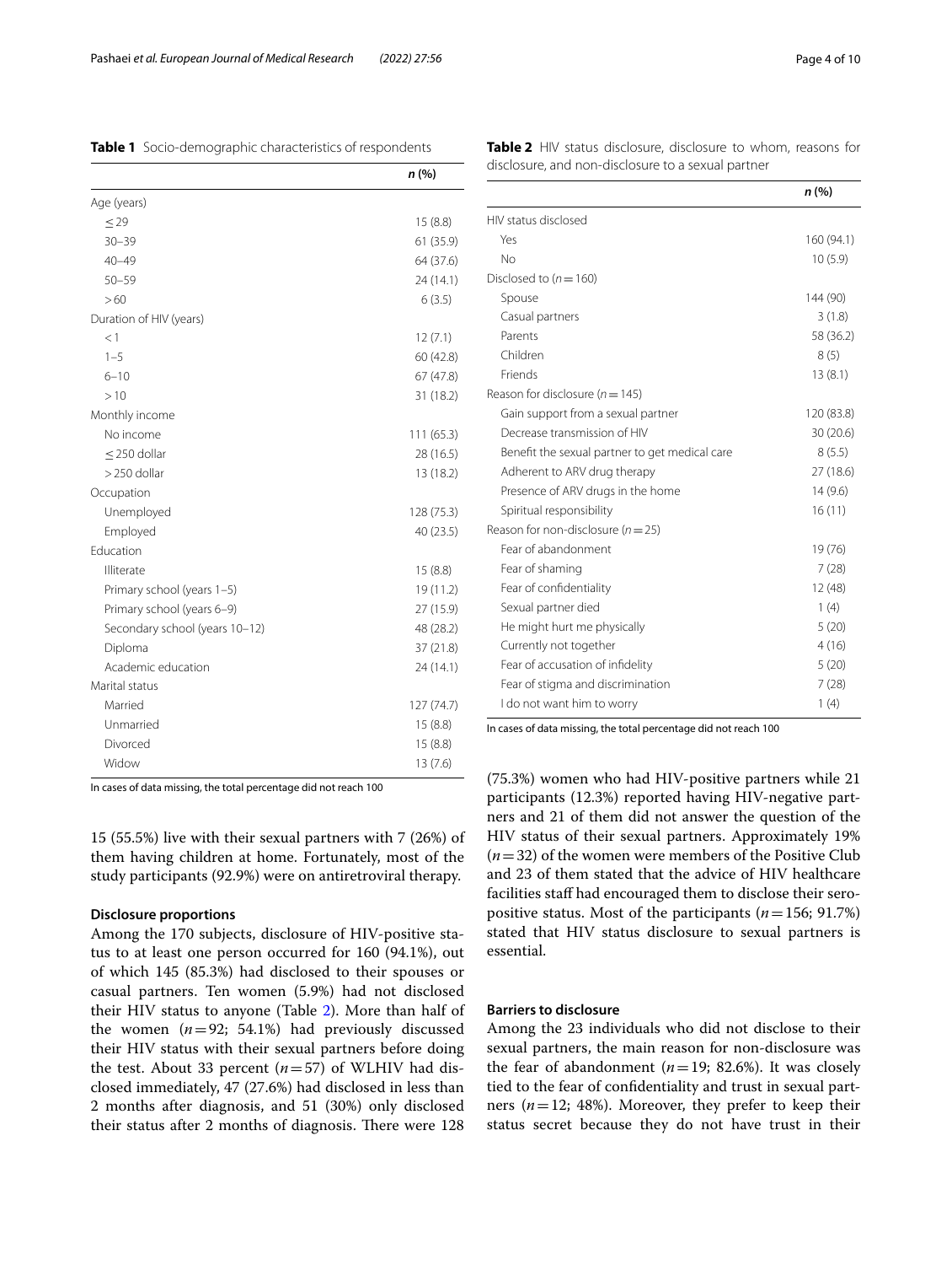**Table 1** Socio-demographic characteristics of respondents

| | n (%) |
|---|---|
| Age (years) | |
| ≤ 29 | 15 (8.8) |
| 30–39 | 61 (35.9) |
| 40–49 | 64 (37.6) |
| 50–59 | 24 (14.1) |
| > 60 | 6 (3.5) |
| Duration of HIV (years) | |
| < 1 | 12 (7.1) |
| 1–5 | 60 (42.8) |
| 6–10 | 67 (47.8) |
| > 10 | 31 (18.2) |
| Monthly income | |
| No income | 111 (65.3) |
| ≤ 250 dollar | 28 (16.5) |
| > 250 dollar | 13 (18.2) |
| Occupation | |
| Unemployed | 128 (75.3) |
| Employed | 40 (23.5) |
| Education | |
| Illiterate | 15 (8.8) |
| Primary school (years 1–5) | 19 (11.2) |
| Primary school (years 6–9) | 27 (15.9) |
| Secondary school (years 10–12) | 48 (28.2) |
| Diploma | 37 (21.8) |
| Academic education | 24 (14.1) |
| Marital status | |
| Married | 127 (74.7) |
| Unmarried | 15 (8.8) |
| Divorced | 15 (8.8) |
| Widow | 13 (7.6) |

In cases of data missing, the total percentage did not reach 100

15 (55.5%) live with their sexual partners with 7 (26%) of them having children at home. Fortunately, most of the study participants (92.9%) were on antiretroviral therapy.

### Disclosure proportions

Among the 170 subjects, disclosure of HIV-positive status to at least one person occurred for 160 (94.1%), out of which 145 (85.3%) had disclosed to their spouses or casual partners. Ten women (5.9%) had not disclosed their HIV status to anyone (Table 2). More than half of the women ($n = 92$; 54.1%) had previously discussed their HIV status with their sexual partners before doing the test. About 33 percent ($n = 57$) of WLHIV had disclosed immediately, 47 (27.6%) had disclosed in less than 2 months after diagnosis, and 51 (30%) only disclosed their status after 2 months of diagnosis. There were 128

**Table 2** HIV status disclosure, disclosure to whom, reasons for disclosure, and non-disclosure to a sexual partner

| | n (%) |
|---|---|
| HIV status disclosed | |
| Yes | 160 (94.1) |
| No | 10 (5.9) |
| Disclosed to ($n = 160$) | |
| Spouse | 144 (90) |
| Casual partners | 3 (1.8) |
| Parents | 58 (36.2) |
| Children | 8 (5) |
| Friends | 13 (8.1) |
| Reason for disclosure ($n = 145$) | |
| Gain support from a sexual partner | 120 (83.8) |
| Decrease transmission of HIV | 30 (20.6) |
| Benefit the sexual partner to get medical care | 8 (5.5) |
| Adherent to ARV drug therapy | 27 (18.6) |
| Presence of ARV drugs in the home | 14 (9.6) |
| Spiritual responsibility | 16 (11) |
| Reason for non-disclosure ($n = 25$) | |
| Fear of abandonment | 19 (76) |
| Fear of shaming | 7 (28) |
| Fear of confidentiality | 12 (48) |
| Sexual partner died | 1 (4) |
| He might hurt me physically | 5 (20) |
| Currently not together | 4 (16) |
| Fear of accusation of infidelity | 5 (20) |
| Fear of stigma and discrimination | 7 (28) |
| I do not want him to worry | 1 (4) |

In cases of data missing, the total percentage did not reach 100

(75.3%) women who had HIV-positive partners while 21 participants (12.3%) reported having HIV-negative partners and 21 of them did not answer the question of the HIV status of their sexual partners. Approximately 19% ($n = 32$) of the women were members of the Positive Club and 23 of them stated that the advice of HIV healthcare facilities staff had encouraged them to disclose their seropositive status. Most of the participants ($n = 156$; 91.7%) stated that HIV status disclosure to sexual partners is essential.

### Barriers to disclosure

Among the 23 individuals who did not disclose to their sexual partners, the main reason for non-disclosure was the fear of abandonment ($n = 19$; 82.6%). It was closely tied to the fear of confidentiality and trust in sexual partners ($n = 12$; 48%). Moreover, they prefer to keep their status secret because they do not have trust in their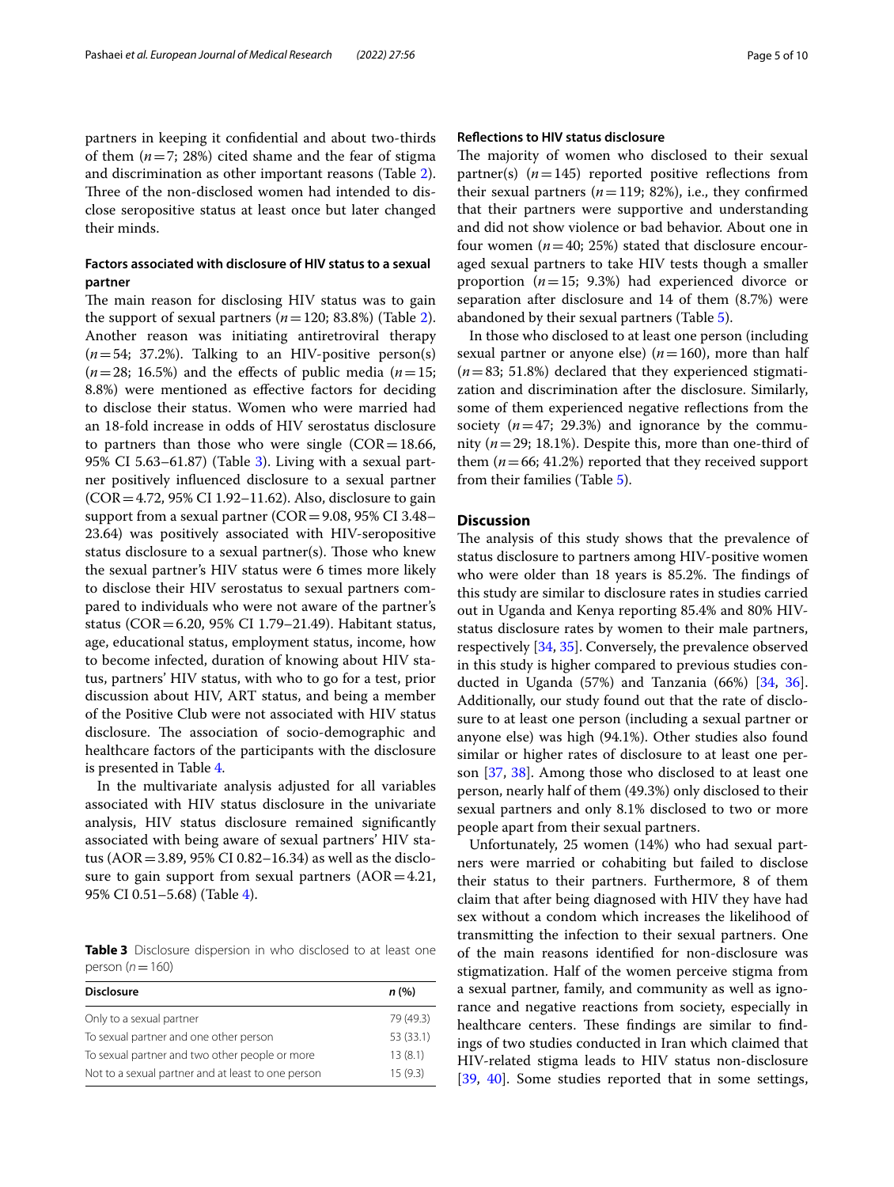partners in keeping it confidential and about two-thirds of them ($n=7$; 28%) cited shame and the fear of stigma and discrimination as other important reasons (Table 2). Three of the non-disclosed women had intended to disclose seropositive status at least once but later changed their minds.

### Factors associated with disclosure of HIV status to a sexual partner

The main reason for disclosing HIV status was to gain the support of sexual partners ($n=120$; 83.8%) (Table 2). Another reason was initiating antiretroviral therapy ($n=54$; 37.2%). Talking to an HIV-positive person(s) ($n=28$; 16.5%) and the effects of public media ($n=15$; 8.8%) were mentioned as effective factors for deciding to disclose their status. Women who were married had an 18-fold increase in odds of HIV serostatus disclosure to partners than those who were single (COR = 18.66, 95% CI 5.63–61.87) (Table 3). Living with a sexual partner positively influenced disclosure to a sexual partner (COR = 4.72, 95% CI 1.92–11.62). Also, disclosure to gain support from a sexual partner (COR = 9.08, 95% CI 3.48–23.64) was positively associated with HIV-seropositive status disclosure to a sexual partner(s). Those who knew the sexual partner's HIV status were 6 times more likely to disclose their HIV serostatus to sexual partners compared to individuals who were not aware of the partner's status (COR = 6.20, 95% CI 1.79–21.49). Habitant status, age, educational status, employment status, income, how to become infected, duration of knowing about HIV status, partners' HIV status, with who to go for a test, prior discussion about HIV, ART status, and being a member of the Positive Club were not associated with HIV status disclosure. The association of socio-demographic and healthcare factors of the participants with the disclosure is presented in Table 4.

In the multivariate analysis adjusted for all variables associated with HIV status disclosure in the univariate analysis, HIV status disclosure remained significantly associated with being aware of sexual partners' HIV status (AOR = 3.89, 95% CI 0.82–16.34) as well as the disclosure to gain support from sexual partners (AOR = 4.21, 95% CI 0.51–5.68) (Table 4).

**Table 3** Disclosure dispersion in who disclosed to at least one person ($n=160$)

| Disclosure | *n* (%) |
|---|---|
| Only to a sexual partner | 79 (49.3) |
| To sexual partner and one other person | 53 (33.1) |
| To sexual partner and two other people or more | 13 (8.1) |
| Not to a sexual partner and at least to one person | 15 (9.3) |

### Reflections to HIV status disclosure

The majority of women who disclosed to their sexual partner(s) ($n=145$) reported positive reflections from their sexual partners ($n=119$; 82%), i.e., they confirmed that their partners were supportive and understanding and did not show violence or bad behavior. About one in four women ($n=40$; 25%) stated that disclosure encouraged sexual partners to take HIV tests though a smaller proportion ($n=15$; 9.3%) had experienced divorce or separation after disclosure and 14 of them (8.7%) were abandoned by their sexual partners (Table 5).

In those who disclosed to at least one person (including sexual partner or anyone else) ($n=160$), more than half ($n=83$; 51.8%) declared that they experienced stigmatization and discrimination after the disclosure. Similarly, some of them experienced negative reflections from the society ($n=47$; 29.3%) and ignorance by the community ($n=29$; 18.1%). Despite this, more than one-third of them ($n=66$; 41.2%) reported that they received support from their families (Table 5).

## Discussion

The analysis of this study shows that the prevalence of status disclosure to partners among HIV-positive women who were older than 18 years is 85.2%. The findings of this study are similar to disclosure rates in studies carried out in Uganda and Kenya reporting 85.4% and 80% HIV-status disclosure rates by women to their male partners, respectively [34, 35]. Conversely, the prevalence observed in this study is higher compared to previous studies conducted in Uganda (57%) and Tanzania (66%) [34, 36]. Additionally, our study found out that the rate of disclosure to at least one person (including a sexual partner or anyone else) was high (94.1%). Other studies also found similar or higher rates of disclosure to at least one person [37, 38]. Among those who disclosed to at least one person, nearly half of them (49.3%) only disclosed to their sexual partners and only 8.1% disclosed to two or more people apart from their sexual partners.

Unfortunately, 25 women (14%) who had sexual partners were married or cohabiting but failed to disclose their status to their partners. Furthermore, 8 of them claim that after being diagnosed with HIV they have had sex without a condom which increases the likelihood of transmitting the infection to their sexual partners. One of the main reasons identified for non-disclosure was stigmatization. Half of the women perceive stigma from a sexual partner, family, and community as well as ignorance and negative reactions from society, especially in healthcare centers. These findings are similar to findings of two studies conducted in Iran which claimed that HIV-related stigma leads to HIV status non-disclosure [39, 40]. Some studies reported that in some settings,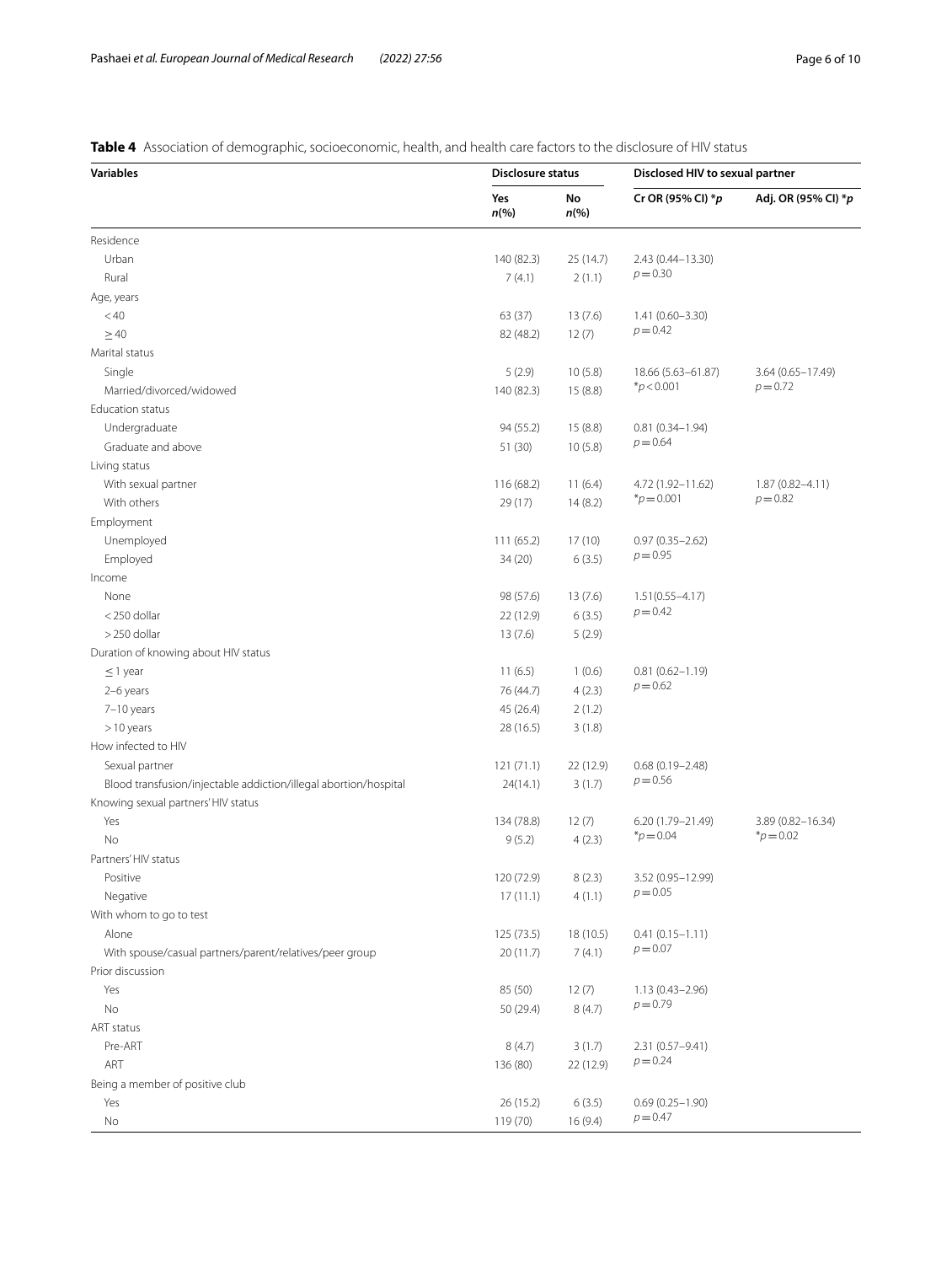**Table 4** Association of demographic, socioeconomic, health, and health care factors to the disclosure of HIV status

| Variables | Disclosure status | | Disclosed HIV to sexual partner | |
|---|---|---|---|---|
| | Yes n(%) | No n(%) | Cr OR (95% CI) *p | Adj. OR (95% CI) *p |
| Residence | | | | |
| Urban | 140 (82.3) | 25 (14.7) | 2.43 (0.44–13.30) $p = 0.30$ | |
| Rural | 7 (4.1) | 2 (1.1) | | |
| Age, years | | | | |
| < 40 | 63 (37) | 13 (7.6) | 1.41 (0.60–3.30) $p = 0.42$ | |
| ≥ 40 | 82 (48.2) | 12 (7) | | |
| Marital status | | | | |
| Single | 5 (2.9) | 10 (5.8) | 18.66 (5.63–61.87) *$p < 0.001$ | 3.64 (0.65–17.49) $p = 0.72$ |
| Married/divorced/widowed | 140 (82.3) | 15 (8.8) | | |
| Education status | | | | |
| Undergraduate | 94 (55.2) | 15 (8.8) | 0.81 (0.34–1.94) $p = 0.64$ | |
| Graduate and above | 51 (30) | 10 (5.8) | | |
| Living status | | | | |
| With sexual partner | 116 (68.2) | 11 (6.4) | 4.72 (1.92–11.62) *$p = 0.001$ | 1.87 (0.82–4.11) $p = 0.82$ |
| With others | 29 (17) | 14 (8.2) | | |
| Employment | | | | |
| Unemployed | 111 (65.2) | 17 (10) | 0.97 (0.35–2.62) $p = 0.95$ | |
| Employed | 34 (20) | 6 (3.5) | | |
| Income | | | | |
| None | 98 (57.6) | 13 (7.6) | 1.51(0.55–4.17) $p = 0.42$ | |
| < 250 dollar | 22 (12.9) | 6 (3.5) | | |
| > 250 dollar | 13 (7.6) | 5 (2.9) | | |
| Duration of knowing about HIV status | | | | |
| ≤ 1 year | 11 (6.5) | 1 (0.6) | 0.81 (0.62–1.19) $p = 0.62$ | |
| 2–6 years | 76 (44.7) | 4 (2.3) | | |
| 7–10 years | 45 (26.4) | 2 (1.2) | | |
| > 10 years | 28 (16.5) | 3 (1.8) | | |
| How infected to HIV | | | | |
| Sexual partner | 121 (71.1) | 22 (12.9) | 0.68 (0.19–2.48) $p = 0.56$ | |
| Blood transfusion/injectable addiction/illegal abortion/hospital | 24(14.1) | 3 (1.7) | | |
| Knowing sexual partners' HIV status | | | | |
| Yes | 134 (78.8) | 12 (7) | 6.20 (1.79–21.49) *$p = 0.04$ | 3.89 (0.82–16.34) *$p = 0.02$ |
| No | 9 (5.2) | 4 (2.3) | | |
| Partners' HIV status | | | | |
| Positive | 120 (72.9) | 8 (2.3) | 3.52 (0.95–12.99) $p = 0.05$ | |
| Negative | 17 (11.1) | 4 (1.1) | | |
| With whom to go to test | | | | |
| Alone | 125 (73.5) | 18 (10.5) | 0.41 (0.15–1.11) $p = 0.07$ | |
| With spouse/casual partners/parent/relatives/peer group | 20 (11.7) | 7 (4.1) | | |
| Prior discussion | | | | |
| Yes | 85 (50) | 12 (7) | 1.13 (0.43–2.96) $p = 0.79$ | |
| No | 50 (29.4) | 8 (4.7) | | |
| ART status | | | | |
| Pre-ART | 8 (4.7) | 3 (1.7) | 2.31 (0.57–9.41) $p = 0.24$ | |
| ART | 136 (80) | 22 (12.9) | | |
| Being a member of positive club | | | | |
| Yes | 26 (15.2) | 6 (3.5) | 0.69 (0.25–1.90) $p = 0.47$ | |
| No | 119 (70) | 16 (9.4) | | |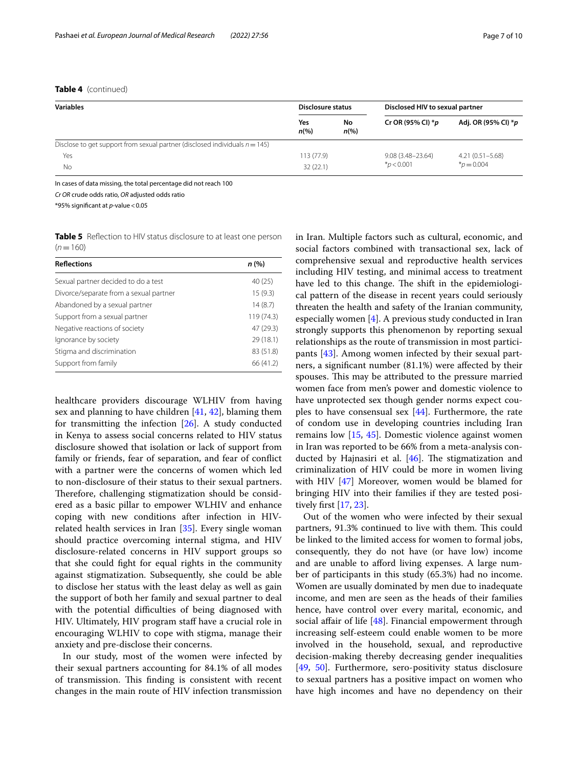**Table 4** (continued)

| Variables | Disclosure status | | Disclosed HIV to sexual partner | |
|---|---|---|---|---|
| | Yes n(%) | No n(%) | Cr OR (95% CI) *p | Adj. OR (95% CI) *p |
| Disclose to get support from sexual partner (disclosed individuals $n = 145$) | | | | |
| Yes | 113 (77.9) | | 9.08 (3.48–23.64) *$p < 0.001$ | 4.21 (0.51–5.68) *$p = 0.004$ |
| No | 32 (22.1) | | | |

In cases of data missing, the total percentage did not reach 100

*Cr OR* crude odds ratio, *OR* adjusted odds ratio

*95% significant at *p*-value < 0.05

**Table 5** Reflection to HIV status disclosure to at least one person ($n = 160$)

| Reflections | n (%) |
|---|---|
| Sexual partner decided to do a test | 40 (25) |
| Divorce/separate from a sexual partner | 15 (9.3) |
| Abandoned by a sexual partner | 14 (8.7) |
| Support from a sexual partner | 119 (74.3) |
| Negative reactions of society | 47 (29.3) |
| Ignorance by society | 29 (18.1) |
| Stigma and discrimination | 83 (51.8) |
| Support from family | 66 (41.2) |

healthcare providers discourage WLHIV from having sex and planning to have children [41, 42], blaming them for transmitting the infection [26]. A study conducted in Kenya to assess social concerns related to HIV status disclosure showed that isolation or lack of support from family or friends, fear of separation, and fear of conflict with a partner were the concerns of women which led to non-disclosure of their status to their sexual partners. Therefore, challenging stigmatization should be considered as a basic pillar to empower WLHIV and enhance coping with new conditions after infection in HIV-related health services in Iran [35]. Every single woman should practice overcoming internal stigma, and HIV disclosure-related concerns in HIV support groups so that she could fight for equal rights in the community against stigmatization. Subsequently, she could be able to disclose her status with the least delay as well as gain the support of both her family and sexual partner to deal with the potential difficulties of being diagnosed with HIV. Ultimately, HIV program staff have a crucial role in encouraging WLHIV to cope with stigma, manage their anxiety and pre-disclose their concerns.

In our study, most of the women were infected by their sexual partners accounting for 84.1% of all modes of transmission. This finding is consistent with recent changes in the main route of HIV infection transmission in Iran. Multiple factors such as cultural, economic, and social factors combined with transactional sex, lack of comprehensive sexual and reproductive health services including HIV testing, and minimal access to treatment have led to this change. The shift in the epidemiological pattern of the disease in recent years could seriously threaten the health and safety of the Iranian community, especially women [4]. A previous study conducted in Iran strongly supports this phenomenon by reporting sexual relationships as the route of transmission in most participants [43]. Among women infected by their sexual partners, a significant number (81.1%) were affected by their spouses. This may be attributed to the pressure married women face from men's power and domestic violence to have unprotected sex though gender norms expect couples to have consensual sex [44]. Furthermore, the rate of condom use in developing countries including Iran remains low [15, 45]. Domestic violence against women in Iran was reported to be 66% from a meta-analysis conducted by Hajnasiri et al. [46]. The stigmatization and criminalization of HIV could be more in women living with HIV [47] Moreover, women would be blamed for bringing HIV into their families if they are tested positively first [17, 23].

Out of the women who were infected by their sexual partners, 91.3% continued to live with them. This could be linked to the limited access for women to formal jobs, consequently, they do not have (or have low) income and are unable to afford living expenses. A large number of participants in this study (65.3%) had no income. Women are usually dominated by men due to inadequate income, and men are seen as the heads of their families hence, have control over every marital, economic, and social affair of life [48]. Financial empowerment through increasing self-esteem could enable women to be more involved in the household, sexual, and reproductive decision-making thereby decreasing gender inequalities [49, 50]. Furthermore, sero-positivity status disclosure to sexual partners has a positive impact on women who have high incomes and have no dependency on their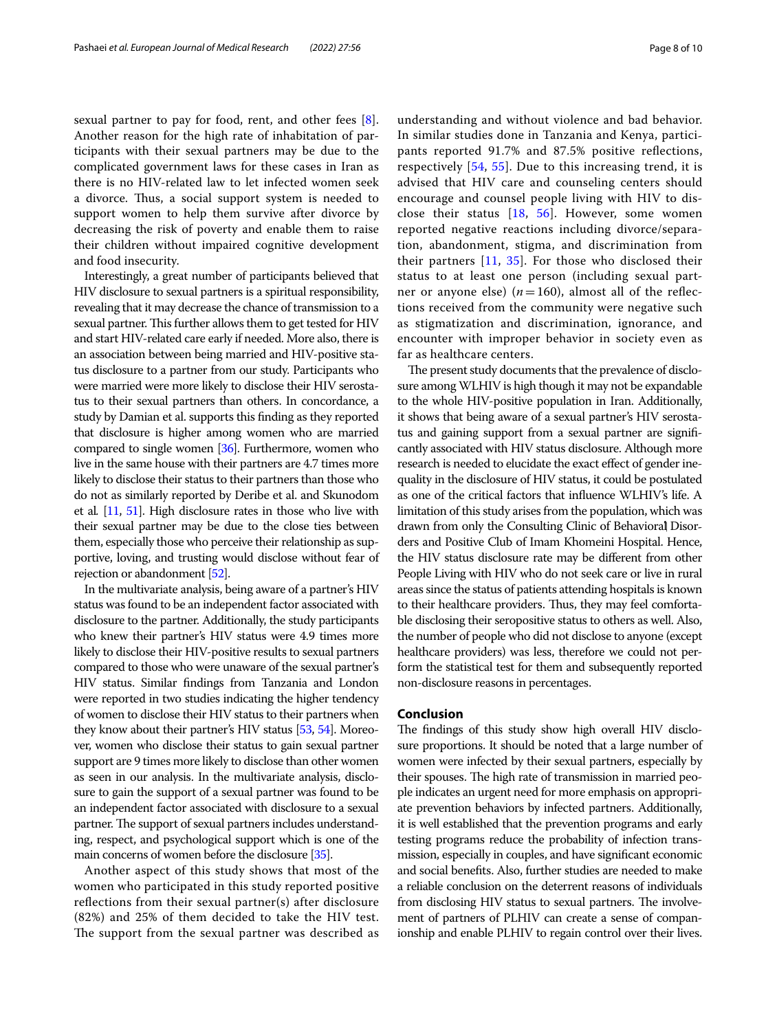sexual partner to pay for food, rent, and other fees [8]. Another reason for the high rate of inhabitation of participants with their sexual partners may be due to the complicated government laws for these cases in Iran as there is no HIV-related law to let infected women seek a divorce. Thus, a social support system is needed to support women to help them survive after divorce by decreasing the risk of poverty and enable them to raise their children without impaired cognitive development and food insecurity.

Interestingly, a great number of participants believed that HIV disclosure to sexual partners is a spiritual responsibility, revealing that it may decrease the chance of transmission to a sexual partner. This further allows them to get tested for HIV and start HIV-related care early if needed. More also, there is an association between being married and HIV-positive status disclosure to a partner from our study. Participants who were married were more likely to disclose their HIV serostatus to their sexual partners than others. In concordance, a study by Damian et al. supports this finding as they reported that disclosure is higher among women who are married compared to single women [36]. Furthermore, women who live in the same house with their partners are 4.7 times more likely to disclose their status to their partners than those who do not as similarly reported by Deribe et al. and Skunodom et al. [11, 51]. High disclosure rates in those who live with their sexual partner may be due to the close ties between them, especially those who perceive their relationship as supportive, loving, and trusting would disclose without fear of rejection or abandonment [52].

In the multivariate analysis, being aware of a partner's HIV status was found to be an independent factor associated with disclosure to the partner. Additionally, the study participants who knew their partner's HIV status were 4.9 times more likely to disclose their HIV-positive results to sexual partners compared to those who were unaware of the sexual partner's HIV status. Similar findings from Tanzania and London were reported in two studies indicating the higher tendency of women to disclose their HIV status to their partners when they know about their partner's HIV status [53, 54]. Moreover, women who disclose their status to gain sexual partner support are 9 times more likely to disclose than other women as seen in our analysis. In the multivariate analysis, disclosure to gain the support of a sexual partner was found to be an independent factor associated with disclosure to a sexual partner. The support of sexual partners includes understanding, respect, and psychological support which is one of the main concerns of women before the disclosure [35].

Another aspect of this study shows that most of the women who participated in this study reported positive reflections from their sexual partner(s) after disclosure (82%) and 25% of them decided to take the HIV test. The support from the sexual partner was described as understanding and without violence and bad behavior. In similar studies done in Tanzania and Kenya, participants reported 91.7% and 87.5% positive reflections, respectively [54, 55]. Due to this increasing trend, it is advised that HIV care and counseling centers should encourage and counsel people living with HIV to disclose their status [18, 56]. However, some women reported negative reactions including divorce/separation, abandonment, stigma, and discrimination from their partners [11, 35]. For those who disclosed their status to at least one person (including sexual partner or anyone else) ($n = 160$), almost all of the reflections received from the community were negative such as stigmatization and discrimination, ignorance, and encounter with improper behavior in society even as far as healthcare centers.

The present study documents that the prevalence of disclosure among WLHIV is high though it may not be expandable to the whole HIV-positive population in Iran. Additionally, it shows that being aware of a sexual partner's HIV serostatus and gaining support from a sexual partner are significantly associated with HIV status disclosure. Although more research is needed to elucidate the exact effect of gender inequality in the disclosure of HIV status, it could be postulated as one of the critical factors that influence WLHIV's life. A limitation of this study arises from the population, which was drawn from only the Consulting Clinic of Behavioral Disorders and Positive Club of Imam Khomeini Hospital. Hence, the HIV status disclosure rate may be different from other People Living with HIV who do not seek care or live in rural areas since the status of patients attending hospitals is known to their healthcare providers. Thus, they may feel comfortable disclosing their seropositive status to others as well. Also, the number of people who did not disclose to anyone (except healthcare providers) was less, therefore we could not perform the statistical test for them and subsequently reported non-disclosure reasons in percentages.

## Conclusion

The findings of this study show high overall HIV disclosure proportions. It should be noted that a large number of women were infected by their sexual partners, especially by their spouses. The high rate of transmission in married people indicates an urgent need for more emphasis on appropriate prevention behaviors by infected partners. Additionally, it is well established that the prevention programs and early testing programs reduce the probability of infection transmission, especially in couples, and have significant economic and social benefits. Also, further studies are needed to make a reliable conclusion on the deterrent reasons of individuals from disclosing HIV status to sexual partners. The involvement of partners of PLHIV can create a sense of companionship and enable PLHIV to regain control over their lives.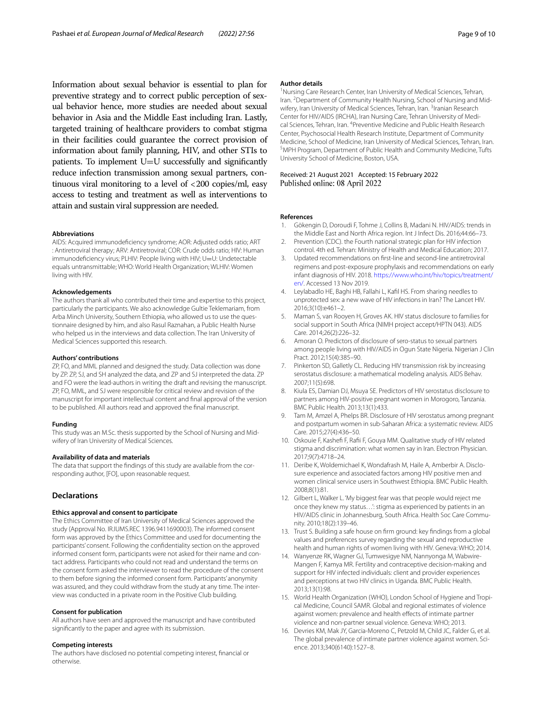Information about sexual behavior is essential to plan for preventive strategy and to correct public perception of sexual behavior hence, more studies are needed about sexual behavior in Asia and the Middle East including Iran. Lastly, targeted training of healthcare providers to combat stigma in their facilities could guarantee the correct provision of information about family planning, HIV, and other STIs to patients. To implement U=U successfully and significantly reduce infection transmission among sexual partners, continuous viral monitoring to a level of <200 copies/ml, easy access to testing and treatment as well as interventions to attain and sustain viral suppression are needed.

#### Abbreviations

AIDS: Acquired immunodeficiency syndrome; AOR: Adjusted odds ratio; ART : Antiretroviral therapy; ARV: Antiretroviral; COR: Crude odds ratio; HIV: Human immunodeficiency virus; PLHIV: People living with HIV; U=U: Undetectable equals untransmittable; WHO: World Health Organization; WLHIV: Women living with HIV.

#### Acknowledgements

The authors thank all who contributed their time and expertise to this project, particularly the participants. We also acknowledge Gultie Teklemariam, from Arba Minch University, Southern Ethiopia, who allowed us to use the questionnaire designed by him, and also Rasul Raznahan, a Public Health Nurse who helped us in the interviews and data collection. The Iran University of Medical Sciences supported this research.

#### Authors' contributions

ZP, FO, and MML planned and designed the study. Data collection was done by ZP. ZP, SJ, and SH analyzed the data, and ZP and SJ interpreted the data. ZP and FO were the lead-authors in writing the draft and revising the manuscript. ZP, FO, MML, and SJ were responsible for critical review and revision of the manuscript for important intellectual content and final approval of the version to be published. All authors read and approved the final manuscript.

#### Funding

This study was an M.Sc. thesis supported by the School of Nursing and Midwifery of Iran University of Medical Sciences.

#### Availability of data and materials

The data that support the findings of this study are available from the corresponding author, [FO], upon reasonable request.

### Declarations

#### Ethics approval and consent to participate

The Ethics Committee of Iran University of Medical Sciences approved the study (Approval No. IR.IUMS.REC 1396.9411690003). The informed consent form was approved by the Ethics Committee and used for documenting the participants' consent. Following the confidentiality section on the approved informed consent form, participants were not asked for their name and contact address. Participants who could not read and understand the terms on the consent form asked the interviewer to read the procedure of the consent to them before signing the informed consent form. Participants' anonymity was assured, and they could withdraw from the study at any time. The interview was conducted in a private room in the Positive Club building.

#### Consent for publication

All authors have seen and approved the manuscript and have contributed significantly to the paper and agree with its submission.

#### Competing interests

The authors have disclosed no potential competing interest, financial or otherwise.

#### Author details

[1]Nursing Care Research Center, Iran University of Medical Sciences, Tehran, Iran. [2]Department of Community Health Nursing, School of Nursing and Midwifery, Iran University of Medical Sciences, Tehran, Iran. [3]Iranian Research Center for HIV/AIDS (IRCHA), Iran Nursing Care, Tehran University of Medical Sciences, Tehran, Iran. [4]Preventive Medicine and Public Health Research Center, Psychosocial Health Research Institute, Department of Community Medicine, School of Medicine, Iran University of Medical Sciences, Tehran, Iran. [5]MPH Program, Department of Public Health and Community Medicine, Tufts University School of Medicine, Boston, USA.

Received: 21 August 2021 Accepted: 15 February 2022
Published online: 08 April 2022

#### References

1. Gökengin D, Doroudi F, Tohme J, Collins B, Madani N. HIV/AIDS: trends in the Middle East and North Africa region. Int J Infect Dis. 2016;44:66–73.
2. Prevention (CDC). the Fourth national strategic plan for HIV infection control. 4th ed. Tehran: Ministry of Health and Medical Education; 2017.
3. Updated recommendations on first-line and second-line antiretroviral regimens and post-exposure prophylaxis and recommendations on early infant diagnosis of HIV. 2018. https://www.who.int/hiv/topics/treatment/en/. Accessed 13 Nov 2019.
4. Leylabadlo HE, Baghi HB, Fallahi L, Kafil HS. From sharing needles to unprotected sex: a new wave of HIV infections in Iran? The Lancet HIV. 2016;3(10):e461–2.
5. Maman S, van Rooyen H, Groves AK. HIV status disclosure to families for social support in South Africa (NIMH project accept/HPTN 043). AIDS Care. 2014;26(2):226–32.
6. Amoran O. Predictors of disclosure of sero-status to sexual partners among people living with HIV/AIDS in Ogun State Nigeria. Nigerian J Clin Pract. 2012;15(4):385–90.
7. Pinkerton SD, Galletly CL. Reducing HIV transmission risk by increasing serostatus disclosure: a mathematical modeling analysis. AIDS Behav. 2007;11(5):698.
8. Kiula ES, Damian DJ, Msuya SE. Predictors of HIV serostatus disclosure to partners among HIV-positive pregnant women in Morogoro, Tanzania. BMC Public Health. 2013;13(1):433.
9. Tam M, Amzel A, Phelps BR. Disclosure of HIV serostatus among pregnant and postpartum women in sub-Saharan Africa: a systematic review. AIDS Care. 2015;27(4):436–50.
10. Oskouie F, Kashefi F, Rafii F, Gouya MM. Qualitative study of HIV related stigma and discrimination: what women say in Iran. Electron Physician. 2017;9(7):4718–24.
11. Deribe K, Woldemichael K, Wondafrash M, Haile A, Amberbir A. Disclosure experience and associated factors among HIV positive men and women clinical service users in Southwest Ethiopia. BMC Public Health. 2008;8(1):81.
12. Gilbert L, Walker L. 'My biggest fear was that people would reject me once they knew my status…': stigma as experienced by patients in an HIV/AIDS clinic in Johannesburg, South Africa. Health Soc Care Community. 2010;18(2):139–46.
13. Trust S. Building a safe house on firm ground: key findings from a global values and preferences survey regarding the sexual and reproductive health and human rights of women living with HIV. Geneva: WHO; 2014.
14. Wanyenze RK, Wagner GJ, Tumwesigye NM, Nannyonga M, Wabwire-Mangen F, Kamya MR. Fertility and contraceptive decision-making and support for HIV infected individuals: client and provider experiences and perceptions at two HIV clinics in Uganda. BMC Public Health. 2013;13(1):98.
15. World Health Organization (WHO), London School of Hygiene and Tropical Medicine, Council SAMR. Global and regional estimates of violence against women: prevalence and health effects of intimate partner violence and non-partner sexual violence. Geneva: WHO; 2013.
16. Devries KM, Mak JY, Garcia-Moreno C, Petzold M, Child JC, Falder G, et al. The global prevalence of intimate partner violence against women. Science. 2013;340(6140):1527–8.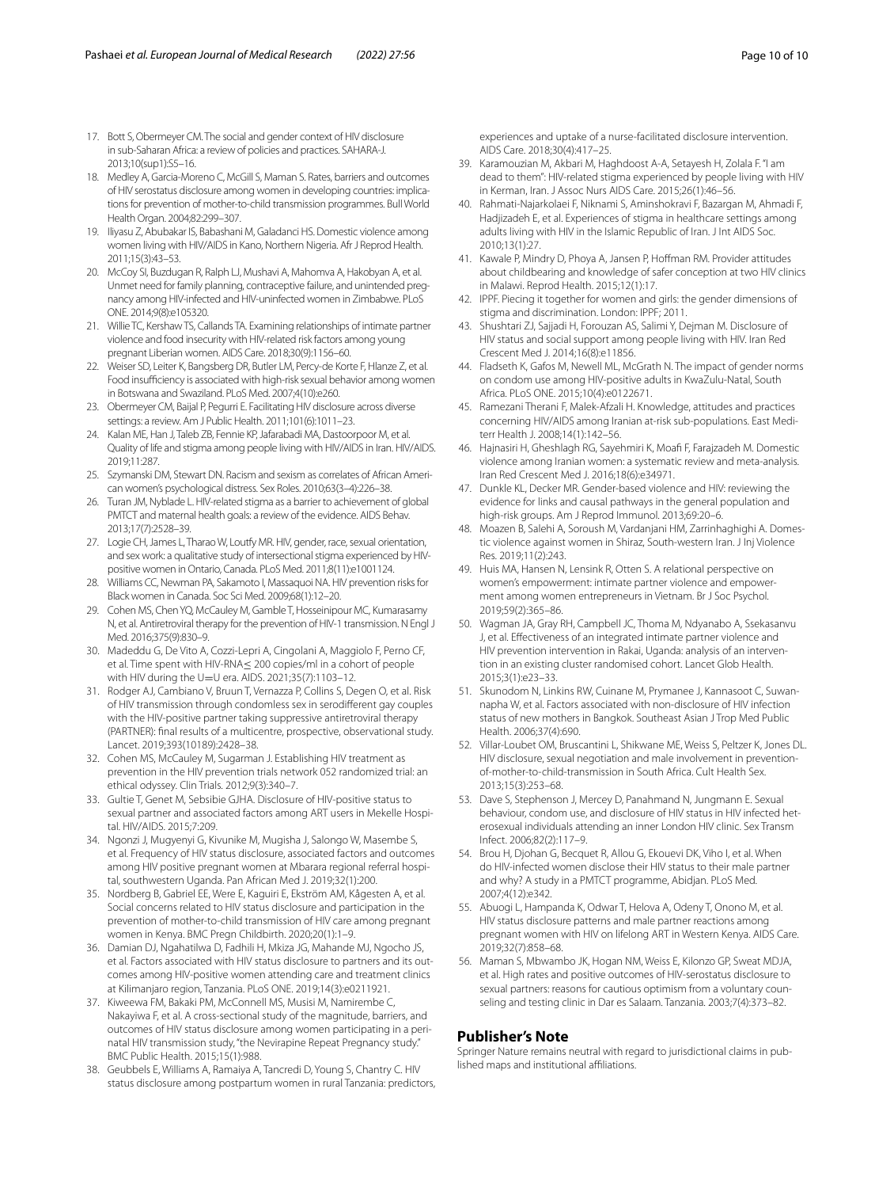17. Bott S, Obermeyer CM. The social and gender context of HIV disclosure in sub-Saharan Africa: a review of policies and practices. SAHARA-J. 2013;10(sup1):S5–16.
18. Medley A, Garcia-Moreno C, McGill S, Maman S. Rates, barriers and outcomes of HIV serostatus disclosure among women in developing countries: implications for prevention of mother-to-child transmission programmes. Bull World Health Organ. 2004;82:299–307.
19. Iliyasu Z, Abubakar IS, Babashani M, Galadanci HS. Domestic violence among women living with HIV/AIDS in Kano, Northern Nigeria. Afr J Reprod Health. 2011;15(3):43–53.
20. McCoy SI, Buzdugan R, Ralph LJ, Mushavi A, Mahomva A, Hakobyan A, et al. Unmet need for family planning, contraceptive failure, and unintended pregnancy among HIV-infected and HIV-uninfected women in Zimbabwe. PLoS ONE. 2014;9(8):e105320.
21. Willie TC, Kershaw TS, Callands TA. Examining relationships of intimate partner violence and food insecurity with HIV-related risk factors among young pregnant Liberian women. AIDS Care. 2018;30(9):1156–60.
22. Weiser SD, Leiter K, Bangsberg DR, Butler LM, Percy-de Korte F, Hlanze Z, et al. Food insufficiency is associated with high-risk sexual behavior among women in Botswana and Swaziland. PLoS Med. 2007;4(10):e260.
23. Obermeyer CM, Baijal P, Pegurri E. Facilitating HIV disclosure across diverse settings: a review. Am J Public Health. 2011;101(6):1011–23.
24. Kalan ME, Han J, Taleb ZB, Fennie KP, Jafarabadi MA, Dastoorpoor M, et al. Quality of life and stigma among people living with HIV/AIDS in Iran. HIV/AIDS. 2019;11:287.
25. Szymanski DM, Stewart DN. Racism and sexism as correlates of African American women's psychological distress. Sex Roles. 2010;63(3–4):226–38.
26. Turan JM, Nyblade L. HIV-related stigma as a barrier to achievement of global PMTCT and maternal health goals: a review of the evidence. AIDS Behav. 2013;17(7):2528–39.
27. Logie CH, James L, Tharao W, Loutfy MR. HIV, gender, race, sexual orientation, and sex work: a qualitative study of intersectional stigma experienced by HIV-positive women in Ontario, Canada. PLoS Med. 2011;8(11):e1001124.
28. Williams CC, Newman PA, Sakamoto I, Massaquoi NA. HIV prevention risks for Black women in Canada. Soc Sci Med. 2009;68(1):12–20.
29. Cohen MS, Chen YQ, McCauley M, Gamble T, Hosseinipour MC, Kumarasamy N, et al. Antiretroviral therapy for the prevention of HIV-1 transmission. N Engl J Med. 2016;375(9):830–9.
30. Madeddu G, De Vito A, Cozzi-Lepri A, Cingolani A, Maggiolo F, Perno CF, et al. Time spent with HIV-RNA≤ 200 copies/ml in a cohort of people with HIV during the U=U era. AIDS. 2021;35(7):1103–12.
31. Rodger AJ, Cambiano V, Bruun T, Vernazza P, Collins S, Degen O, et al. Risk of HIV transmission through condomless sex in serodifferent gay couples with the HIV-positive partner taking suppressive antiretroviral therapy (PARTNER): final results of a multicentre, prospective, observational study. Lancet. 2019;393(10189):2428–38.
32. Cohen MS, McCauley M, Sugarman J. Establishing HIV treatment as prevention in the HIV prevention trials network 052 randomized trial: an ethical odyssey. Clin Trials. 2012;9(3):340–7.
33. Gultie T, Genet M, Sebsibie GJHA. Disclosure of HIV-positive status to sexual partner and associated factors among ART users in Mekelle Hospital. HIV/AIDS. 2015;7:209.
34. Ngonzi J, Mugyenyi G, Kivunike M, Mugisha J, Salongo W, Masembe S, et al. Frequency of HIV status disclosure, associated factors and outcomes among HIV positive pregnant women at Mbarara regional referral hospital, southwestern Uganda. Pan African Med J. 2019;32(1):200.
35. Nordberg B, Gabriel EE, Were E, Kaguiri E, Ekström AM, Kågesten A, et al. Social concerns related to HIV status disclosure and participation in the prevention of mother-to-child transmission of HIV care among pregnant women in Kenya. BMC Pregn Childbirth. 2020;20(1):1–9.
36. Damian DJ, Ngahatilwa D, Fadhili H, Mkiza JG, Mahande MJ, Ngocho JS, et al. Factors associated with HIV status disclosure to partners and its outcomes among HIV-positive women attending care and treatment clinics at Kilimanjaro region, Tanzania. PLoS ONE. 2019;14(3):e0211921.
37. Kiweewa FM, Bakaki PM, McConnell MS, Musisi M, Namirembe C, Nakayiwa F, et al. A cross-sectional study of the magnitude, barriers, and outcomes of HIV status disclosure among women participating in a perinatal HIV transmission study, "the Nevirapine Repeat Pregnancy study." BMC Public Health. 2015;15(1):988.
38. Geubbels E, Williams A, Ramaiya A, Tancredi D, Young S, Chantry C. HIV status disclosure among postpartum women in rural Tanzania: predictors, experiences and uptake of a nurse-facilitated disclosure intervention. AIDS Care. 2018;30(4):417–25.
39. Karamouzian M, Akbari M, Haghdoost A-A, Setayesh H, Zolala F. "I am dead to them": HIV-related stigma experienced by people living with HIV in Kerman, Iran. J Assoc Nurs AIDS Care. 2015;26(1):46–56.
40. Rahmati-Najarkolaei F, Niknami S, Aminshokravi F, Bazargan M, Ahmadi F, Hadjizadeh E, et al. Experiences of stigma in healthcare settings among adults living with HIV in the Islamic Republic of Iran. J Int AIDS Soc. 2010;13(1):27.
41. Kawale P, Mindry D, Phoya A, Jansen P, Hoffman RM. Provider attitudes about childbearing and knowledge of safer conception at two HIV clinics in Malawi. Reprod Health. 2015;12(1):17.
42. IPPF. Piecing it together for women and girls: the gender dimensions of stigma and discrimination. London: IPPF; 2011.
43. Shushtari ZJ, Sajjadi H, Forouzan AS, Salimi Y, Dejman M. Disclosure of HIV status and social support among people living with HIV. Iran Red Crescent Med J. 2014;16(8):e11856.
44. Fladseth K, Gafos M, Newell ML, McGrath N. The impact of gender norms on condom use among HIV-positive adults in KwaZulu-Natal, South Africa. PLoS ONE. 2015;10(4):e0122671.
45. Ramezani Therani F, Malek-Afzali H. Knowledge, attitudes and practices concerning HIV/AIDS among Iranian at-risk sub-populations. East Mediterr Health J. 2008;14(1):142–56.
46. Hajnasiri H, Gheshlagh RG, Sayehmiri K, Moafi F, Farajzadeh M. Domestic violence among Iranian women: a systematic review and meta-analysis. Iran Red Crescent Med J. 2016;18(6):e34971.
47. Dunkle KL, Decker MR. Gender-based violence and HIV: reviewing the evidence for links and causal pathways in the general population and high-risk groups. Am J Reprod Immunol. 2013;69:20–6.
48. Moazen B, Salehi A, Soroush M, Vardanjani HM, Zarrinhaghighi A. Domestic violence against women in Shiraz, South-western Iran. J Inj Violence Res. 2019;11(2):243.
49. Huis MA, Hansen N, Lensink R, Otten S. A relational perspective on women's empowerment: intimate partner violence and empowerment among women entrepreneurs in Vietnam. Br J Soc Psychol. 2019;59(2):365–86.
50. Wagman JA, Gray RH, Campbell JC, Thoma M, Ndyanabo A, Ssekasanvu J, et al. Effectiveness of an integrated intimate partner violence and HIV prevention intervention in Rakai, Uganda: analysis of an intervention in an existing cluster randomised cohort. Lancet Glob Health. 2015;3(1):e23–33.
51. Skunodom N, Linkins RW, Cuinane M, Prymanee J, Kannasoot C, Suwannapha W, et al. Factors associated with non-disclosure of HIV infection status of new mothers in Bangkok. Southeast Asian J Trop Med Public Health. 2006;37(4):690.
52. Villar-Loubet OM, Bruscantini L, Shikwane ME, Weiss S, Peltzer K, Jones DL. HIV disclosure, sexual negotiation and male involvement in prevention-of-mother-to-child-transmission in South Africa. Cult Health Sex. 2013;15(3):253–68.
53. Dave S, Stephenson J, Mercey D, Panahmand N, Jungmann E. Sexual behaviour, condom use, and disclosure of HIV status in HIV infected heterosexual individuals attending an inner London HIV clinic. Sex Transm Infect. 2006;82(2):117–9.
54. Brou H, Djohan G, Becquet R, Allou G, Ekouevi DK, Viho I, et al. When do HIV-infected women disclose their HIV status to their male partner and why? A study in a PMTCT programme, Abidjan. PLoS Med. 2007;4(12):e342.
55. Abuogi L, Hampanda K, Odwar T, Helova A, Odeny T, Onono M, et al. HIV status disclosure patterns and male partner reactions among pregnant women with HIV on lifelong ART in Western Kenya. AIDS Care. 2019;32(7):858–68.
56. Maman S, Mbwambo JK, Hogan NM, Weiss E, Kilonzo GP, Sweat MDJA, et al. High rates and positive outcomes of HIV-serostatus disclosure to sexual partners: reasons for cautious optimism from a voluntary counseling and testing clinic in Dar es Salaam. Tanzania. 2003;7(4):373–82.

## Publisher's Note

Springer Nature remains neutral with regard to jurisdictional claims in published maps and institutional affiliations.